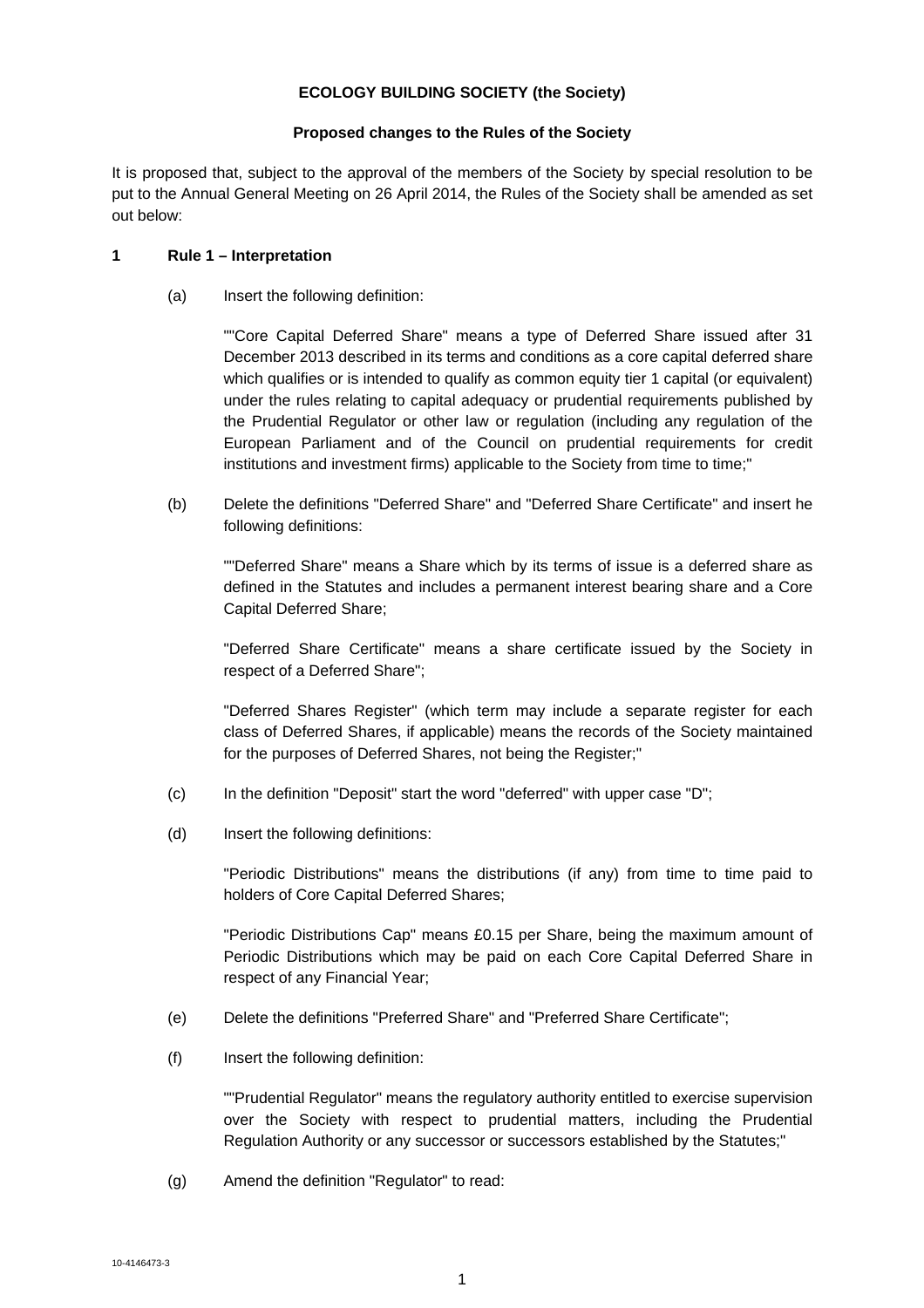**ECOLOGY BUILDING SOCIETY (the Society)**

**Proposed changes to the Rules of the Society**

It is proposed that, subject to the approval of the members of the Society by special resolution to be put to the Annual General Meeting on 26 April 2014, the Rules of the Society shall be amended as set out below:

**1 Rule 1 – Interpretation**

(a) Insert the following definition:

""Core Capital Deferred Share" means a type of Deferred Share issued after 31 December 2013 described in its terms and conditions as a core capital deferred share which qualifies or is intended to qualify as common equity tier 1 capital (or equivalent) under the rules relating to capital adequacy or prudential requirements published by the Prudential Regulator or other law or regulation (including any regulation of the European Parliament and of the Council on prudential requirements for credit institutions and investment firms) applicable to the Society from time to time;"

(b) Delete the definitions "Deferred Share" and "Deferred Share Certificate" and insert he following definitions:

""Deferred Share" means a Share which by its terms of issue is a deferred share as defined in the Statutes and includes a permanent interest bearing share and a Core Capital Deferred Share;

"Deferred Share Certificate" means a share certificate issued by the Society in respect of a Deferred Share";

"Deferred Shares Register" (which term may include a separate register for each class of Deferred Shares, if applicable) means the records of the Society maintained for the purposes of Deferred Shares, not being the Register;"

(c) In the definition "Deposit" start the word "deferred" with upper case "D";

(d) Insert the following definitions:

"Periodic Distributions" means the distributions (if any) from time to time paid to holders of Core Capital Deferred Shares;

"Periodic Distributions Cap" means £0.15 per Share, being the maximum amount of Periodic Distributions which may be paid on each Core Capital Deferred Share in respect of any Financial Year;

(e) Delete the definitions "Preferred Share" and "Preferred Share Certificate";

(f) Insert the following definition:

""Prudential Regulator" means the regulatory authority entitled to exercise supervision over the Society with respect to prudential matters, including the Prudential Regulation Authority or any successor or successors established by the Statutes;"

(g) Amend the definition "Regulator" to read: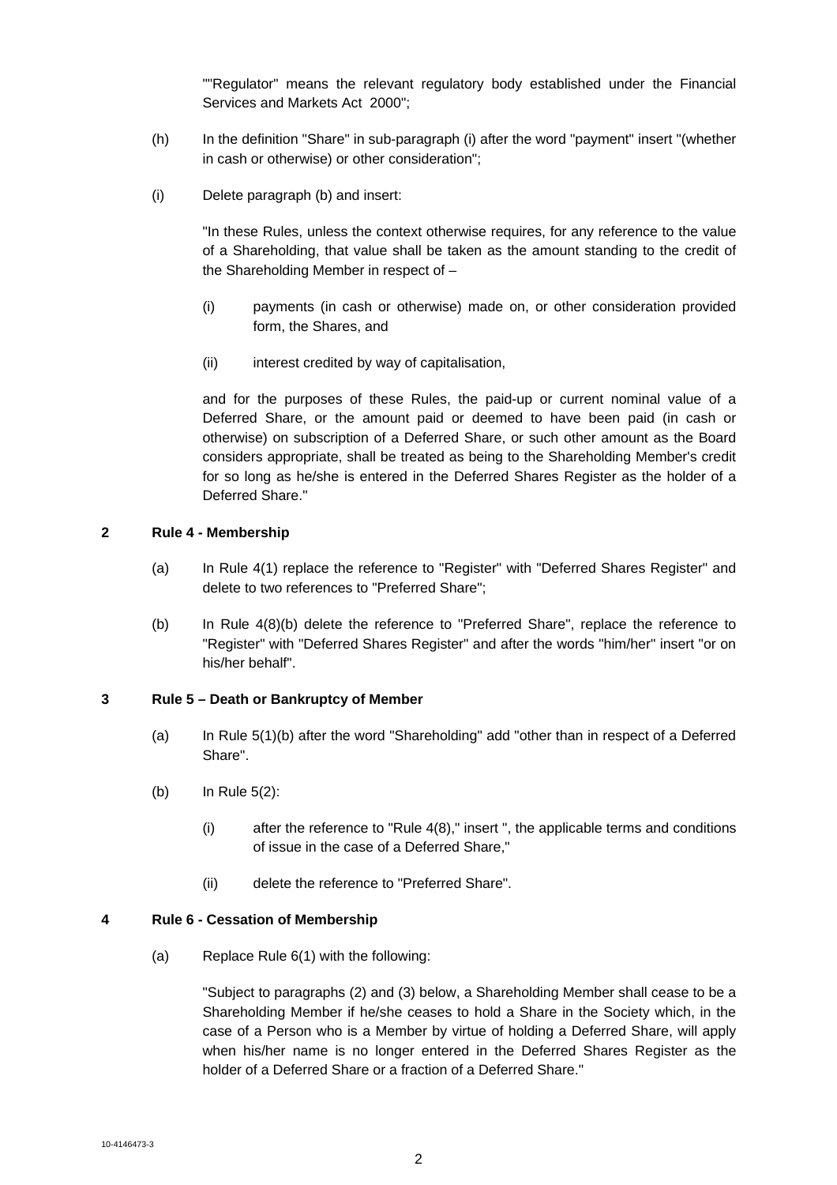""Regulator" means the relevant regulatory body established under the Financial Services and Markets Act 2000";

(h) In the definition "Share" in sub-paragraph (i) after the word "payment" insert "(whether in cash or otherwise) or other consideration";

(i) Delete paragraph (b) and insert:

"In these Rules, unless the context otherwise requires, for any reference to the value of a Shareholding, that value shall be taken as the amount standing to the credit of the Shareholding Member in respect of –

(i) payments (in cash or otherwise) made on, or other consideration provided form, the Shares, and

(ii) interest credited by way of capitalisation,

and for the purposes of these Rules, the paid-up or current nominal value of a Deferred Share, or the amount paid or deemed to have been paid (in cash or otherwise) on subscription of a Deferred Share, or such other amount as the Board considers appropriate, shall be treated as being to the Shareholding Member's credit for so long as he/she is entered in the Deferred Shares Register as the holder of a Deferred Share."

**2 Rule 4 - Membership**

(a) In Rule 4(1) replace the reference to "Register" with "Deferred Shares Register" and delete to two references to "Preferred Share";

(b) In Rule 4(8)(b) delete the reference to "Preferred Share", replace the reference to "Register" with "Deferred Shares Register" and after the words "him/her" insert "or on his/her behalf".

**3 Rule 5 – Death or Bankruptcy of Member**

(a) In Rule 5(1)(b) after the word "Shareholding" add "other than in respect of a Deferred Share".

(b) In Rule 5(2):

(i) after the reference to "Rule 4(8)," insert ", the applicable terms and conditions of issue in the case of a Deferred Share,"

(ii) delete the reference to "Preferred Share".

**4 Rule 6 - Cessation of Membership**

(a) Replace Rule 6(1) with the following:

"Subject to paragraphs (2) and (3) below, a Shareholding Member shall cease to be a Shareholding Member if he/she ceases to hold a Share in the Society which, in the case of a Person who is a Member by virtue of holding a Deferred Share, will apply when his/her name is no longer entered in the Deferred Shares Register as the holder of a Deferred Share or a fraction of a Deferred Share."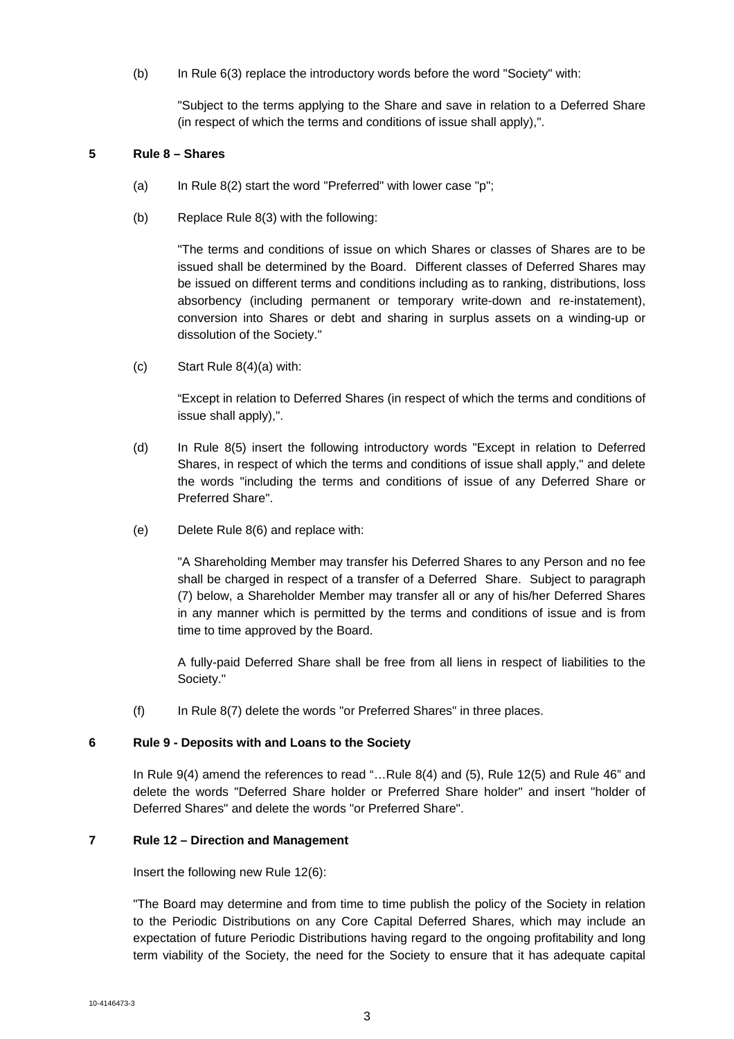(b) In Rule 6(3) replace the introductory words before the word "Society" with:

"Subject to the terms applying to the Share and save in relation to a Deferred Share (in respect of which the terms and conditions of issue shall apply),".

## 5 Rule 8 – Shares

(a) In Rule 8(2) start the word "Preferred" with lower case "p";

(b) Replace Rule 8(3) with the following:

"The terms and conditions of issue on which Shares or classes of Shares are to be issued shall be determined by the Board. Different classes of Deferred Shares may be issued on different terms and conditions including as to ranking, distributions, loss absorbency (including permanent or temporary write-down and re-instatement), conversion into Shares or debt and sharing in surplus assets on a winding-up or dissolution of the Society."

(c) Start Rule 8(4)(a) with:

"Except in relation to Deferred Shares (in respect of which the terms and conditions of issue shall apply),".

(d) In Rule 8(5) insert the following introductory words "Except in relation to Deferred Shares, in respect of which the terms and conditions of issue shall apply," and delete the words "including the terms and conditions of issue of any Deferred Share or Preferred Share".

(e) Delete Rule 8(6) and replace with:

"A Shareholding Member may transfer his Deferred Shares to any Person and no fee shall be charged in respect of a transfer of a Deferred Share. Subject to paragraph (7) below, a Shareholder Member may transfer all or any of his/her Deferred Shares in any manner which is permitted by the terms and conditions of issue and is from time to time approved by the Board.

A fully-paid Deferred Share shall be free from all liens in respect of liabilities to the Society."

(f) In Rule 8(7) delete the words "or Preferred Shares" in three places.

## 6 Rule 9 - Deposits with and Loans to the Society

In Rule 9(4) amend the references to read "…Rule 8(4) and (5), Rule 12(5) and Rule 46" and delete the words "Deferred Share holder or Preferred Share holder" and insert "holder of Deferred Shares" and delete the words "or Preferred Share".

## 7 Rule 12 – Direction and Management

Insert the following new Rule 12(6):

"The Board may determine and from time to time publish the policy of the Society in relation to the Periodic Distributions on any Core Capital Deferred Shares, which may include an expectation of future Periodic Distributions having regard to the ongoing profitability and long term viability of the Society, the need for the Society to ensure that it has adequate capital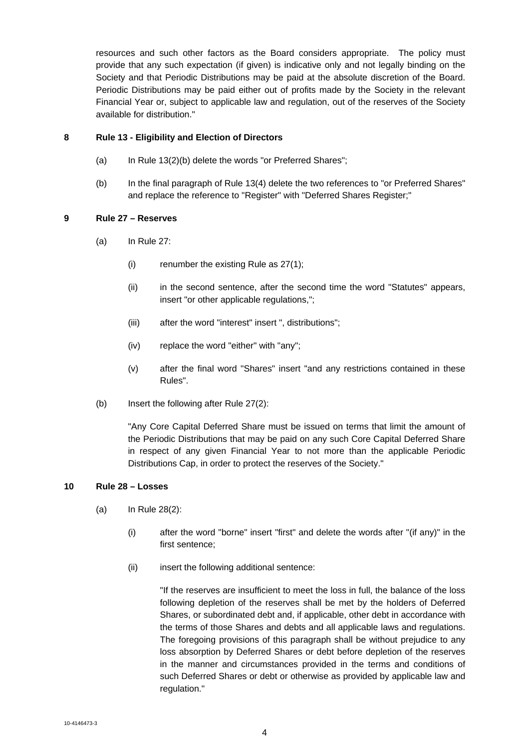resources and such other factors as the Board considers appropriate. The policy must provide that any such expectation (if given) is indicative only and not legally binding on the Society and that Periodic Distributions may be paid at the absolute discretion of the Board. Periodic Distributions may be paid either out of profits made by the Society in the relevant Financial Year or, subject to applicable law and regulation, out of the reserves of the Society available for distribution."

**8 Rule 13 - Eligibility and Election of Directors**

(a) In Rule 13(2)(b) delete the words "or Preferred Shares";

(b) In the final paragraph of Rule 13(4) delete the two references to "or Preferred Shares" and replace the reference to "Register" with "Deferred Shares Register;"

**9 Rule 27 – Reserves**

(a) In Rule 27:

(i) renumber the existing Rule as 27(1);

(ii) in the second sentence, after the second time the word "Statutes" appears, insert "or other applicable regulations,";

(iii) after the word "interest" insert ", distributions";

(iv) replace the word "either" with "any";

(v) after the final word "Shares" insert "and any restrictions contained in these Rules".

(b) Insert the following after Rule 27(2):

"Any Core Capital Deferred Share must be issued on terms that limit the amount of the Periodic Distributions that may be paid on any such Core Capital Deferred Share in respect of any given Financial Year to not more than the applicable Periodic Distributions Cap, in order to protect the reserves of the Society."

**10 Rule 28 – Losses**

(a) In Rule 28(2):

(i) after the word "borne" insert "first" and delete the words after "(if any)" in the first sentence;

(ii) insert the following additional sentence:

"If the reserves are insufficient to meet the loss in full, the balance of the loss following depletion of the reserves shall be met by the holders of Deferred Shares, or subordinated debt and, if applicable, other debt in accordance with the terms of those Shares and debts and all applicable laws and regulations. The foregoing provisions of this paragraph shall be without prejudice to any loss absorption by Deferred Shares or debt before depletion of the reserves in the manner and circumstances provided in the terms and conditions of such Deferred Shares or debt or otherwise as provided by applicable law and regulation."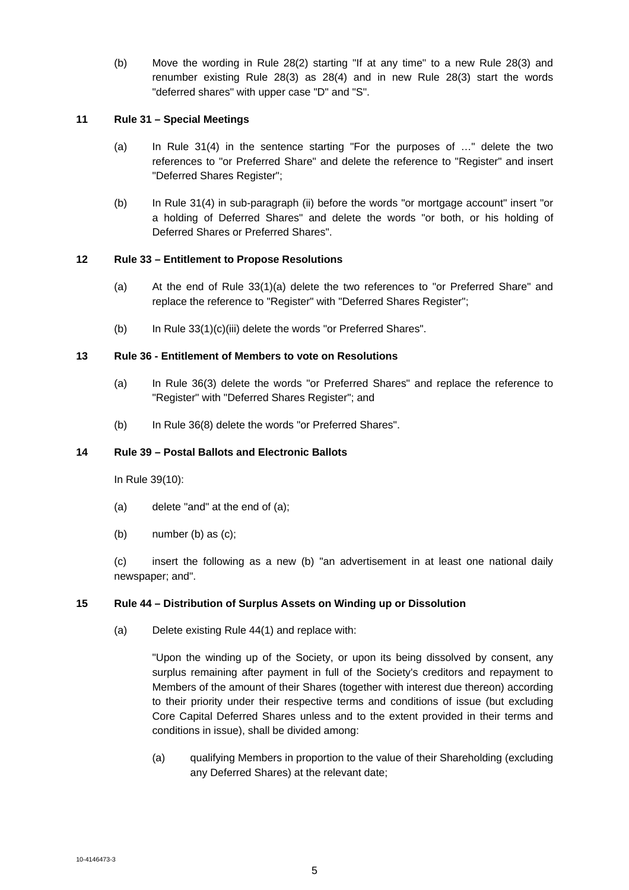(b) Move the wording in Rule 28(2) starting "If at any time" to a new Rule 28(3) and renumber existing Rule 28(3) as 28(4) and in new Rule 28(3) start the words "deferred shares" with upper case "D" and "S".

**11 Rule 31 – Special Meetings**

(a) In Rule 31(4) in the sentence starting "For the purposes of …" delete the two references to "or Preferred Share" and delete the reference to "Register" and insert "Deferred Shares Register";

(b) In Rule 31(4) in sub-paragraph (ii) before the words "or mortgage account" insert "or a holding of Deferred Shares" and delete the words "or both, or his holding of Deferred Shares or Preferred Shares".

**12 Rule 33 – Entitlement to Propose Resolutions**

(a) At the end of Rule 33(1)(a) delete the two references to "or Preferred Share" and replace the reference to "Register" with "Deferred Shares Register";

(b) In Rule 33(1)(c)(iii) delete the words "or Preferred Shares".

**13 Rule 36 - Entitlement of Members to vote on Resolutions**

(a) In Rule 36(3) delete the words "or Preferred Shares" and replace the reference to "Register" with "Deferred Shares Register"; and

(b) In Rule 36(8) delete the words "or Preferred Shares".

**14 Rule 39 – Postal Ballots and Electronic Ballots**

In Rule 39(10):

(a) delete "and" at the end of (a);

(b) number (b) as (c);

(c) insert the following as a new (b) "an advertisement in at least one national daily newspaper; and".

**15 Rule 44 – Distribution of Surplus Assets on Winding up or Dissolution**

(a) Delete existing Rule 44(1) and replace with:

"Upon the winding up of the Society, or upon its being dissolved by consent, any surplus remaining after payment in full of the Society's creditors and repayment to Members of the amount of their Shares (together with interest due thereon) according to their priority under their respective terms and conditions of issue (but excluding Core Capital Deferred Shares unless and to the extent provided in their terms and conditions in issue), shall be divided among:

(a) qualifying Members in proportion to the value of their Shareholding (excluding any Deferred Shares) at the relevant date;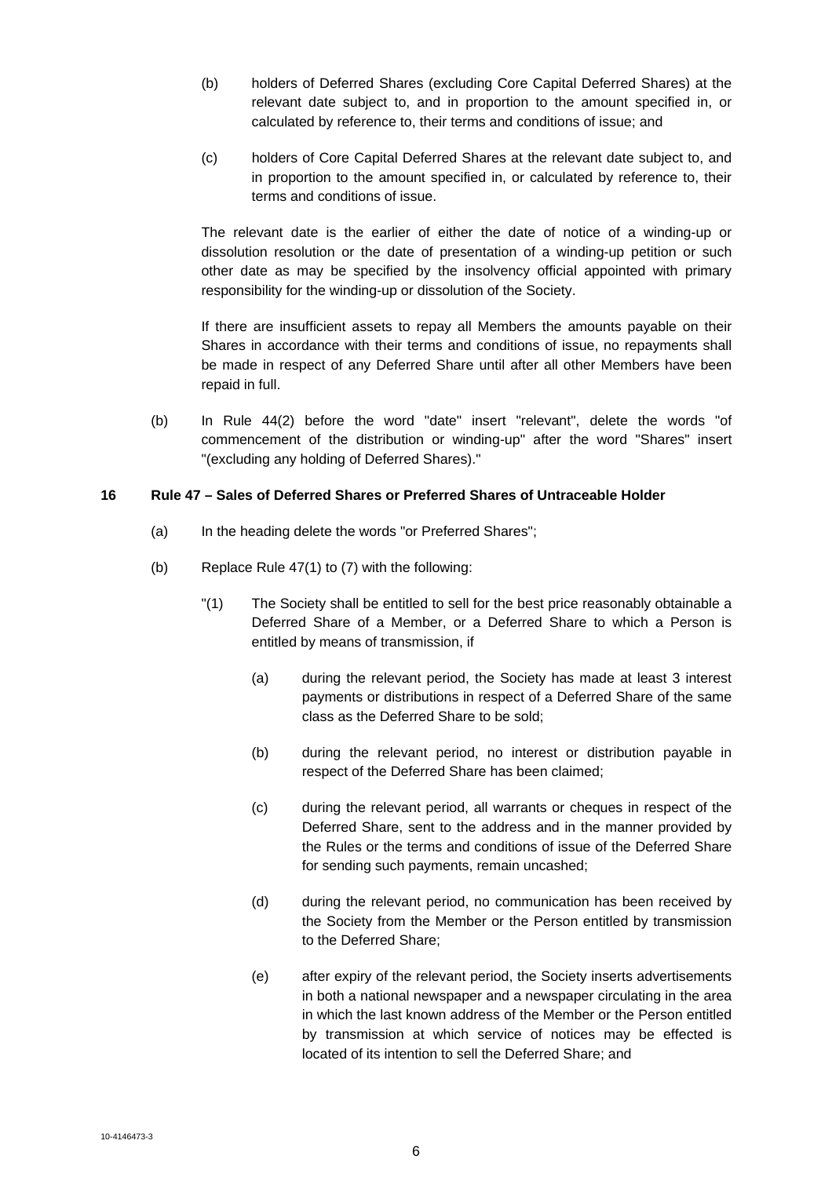(b) holders of Deferred Shares (excluding Core Capital Deferred Shares) at the relevant date subject to, and in proportion to the amount specified in, or calculated by reference to, their terms and conditions of issue; and

(c) holders of Core Capital Deferred Shares at the relevant date subject to, and in proportion to the amount specified in, or calculated by reference to, their terms and conditions of issue.

The relevant date is the earlier of either the date of notice of a winding-up or dissolution resolution or the date of presentation of a winding-up petition or such other date as may be specified by the insolvency official appointed with primary responsibility for the winding-up or dissolution of the Society.

If there are insufficient assets to repay all Members the amounts payable on their Shares in accordance with their terms and conditions of issue, no repayments shall be made in respect of any Deferred Share until after all other Members have been repaid in full.

(b) In Rule 44(2) before the word "date" insert "relevant", delete the words "of commencement of the distribution or winding-up" after the word "Shares" insert "(excluding any holding of Deferred Shares)."

**16 Rule 47 – Sales of Deferred Shares or Preferred Shares of Untraceable Holder**

(a) In the heading delete the words "or Preferred Shares";

(b) Replace Rule 47(1) to (7) with the following:

"(1) The Society shall be entitled to sell for the best price reasonably obtainable a Deferred Share of a Member, or a Deferred Share to which a Person is entitled by means of transmission, if

(a) during the relevant period, the Society has made at least 3 interest payments or distributions in respect of a Deferred Share of the same class as the Deferred Share to be sold;

(b) during the relevant period, no interest or distribution payable in respect of the Deferred Share has been claimed;

(c) during the relevant period, all warrants or cheques in respect of the Deferred Share, sent to the address and in the manner provided by the Rules or the terms and conditions of issue of the Deferred Share for sending such payments, remain uncashed;

(d) during the relevant period, no communication has been received by the Society from the Member or the Person entitled by transmission to the Deferred Share;

(e) after expiry of the relevant period, the Society inserts advertisements in both a national newspaper and a newspaper circulating in the area in which the last known address of the Member or the Person entitled by transmission at which service of notices may be effected is located of its intention to sell the Deferred Share; and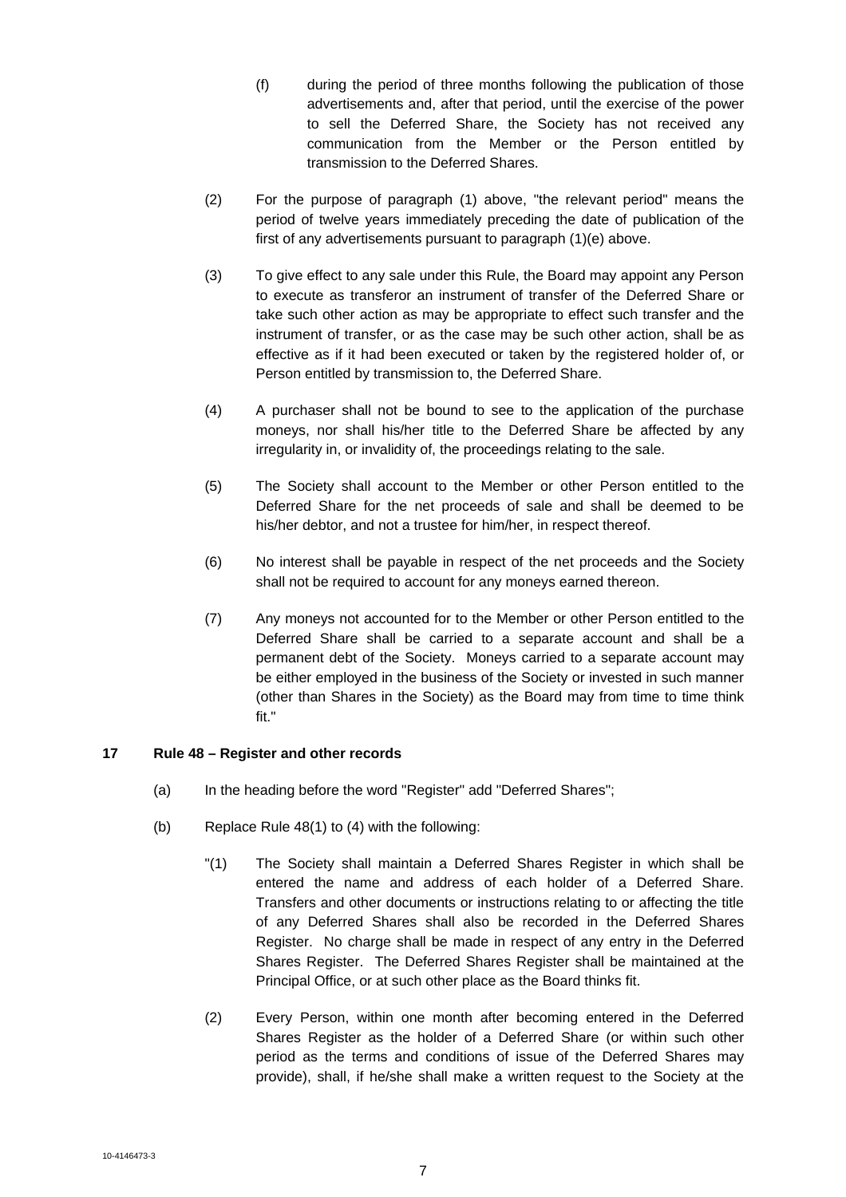(f) during the period of three months following the publication of those advertisements and, after that period, until the exercise of the power to sell the Deferred Share, the Society has not received any communication from the Member or the Person entitled by transmission to the Deferred Shares.

(2) For the purpose of paragraph (1) above, "the relevant period" means the period of twelve years immediately preceding the date of publication of the first of any advertisements pursuant to paragraph (1)(e) above.

(3) To give effect to any sale under this Rule, the Board may appoint any Person to execute as transferor an instrument of transfer of the Deferred Share or take such other action as may be appropriate to effect such transfer and the instrument of transfer, or as the case may be such other action, shall be as effective as if it had been executed or taken by the registered holder of, or Person entitled by transmission to, the Deferred Share.

(4) A purchaser shall not be bound to see to the application of the purchase moneys, nor shall his/her title to the Deferred Share be affected by any irregularity in, or invalidity of, the proceedings relating to the sale.

(5) The Society shall account to the Member or other Person entitled to the Deferred Share for the net proceeds of sale and shall be deemed to be his/her debtor, and not a trustee for him/her, in respect thereof.

(6) No interest shall be payable in respect of the net proceeds and the Society shall not be required to account for any moneys earned thereon.

(7) Any moneys not accounted for to the Member or other Person entitled to the Deferred Share shall be carried to a separate account and shall be a permanent debt of the Society. Moneys carried to a separate account may be either employed in the business of the Society or invested in such manner (other than Shares in the Society) as the Board may from time to time think fit."

**17 Rule 48 – Register and other records**

(a) In the heading before the word "Register" add "Deferred Shares";

(b) Replace Rule 48(1) to (4) with the following:

"(1) The Society shall maintain a Deferred Shares Register in which shall be entered the name and address of each holder of a Deferred Share. Transfers and other documents or instructions relating to or affecting the title of any Deferred Shares shall also be recorded in the Deferred Shares Register. No charge shall be made in respect of any entry in the Deferred Shares Register. The Deferred Shares Register shall be maintained at the Principal Office, or at such other place as the Board thinks fit.

(2) Every Person, within one month after becoming entered in the Deferred Shares Register as the holder of a Deferred Share (or within such other period as the terms and conditions of issue of the Deferred Shares may provide), shall, if he/she shall make a written request to the Society at the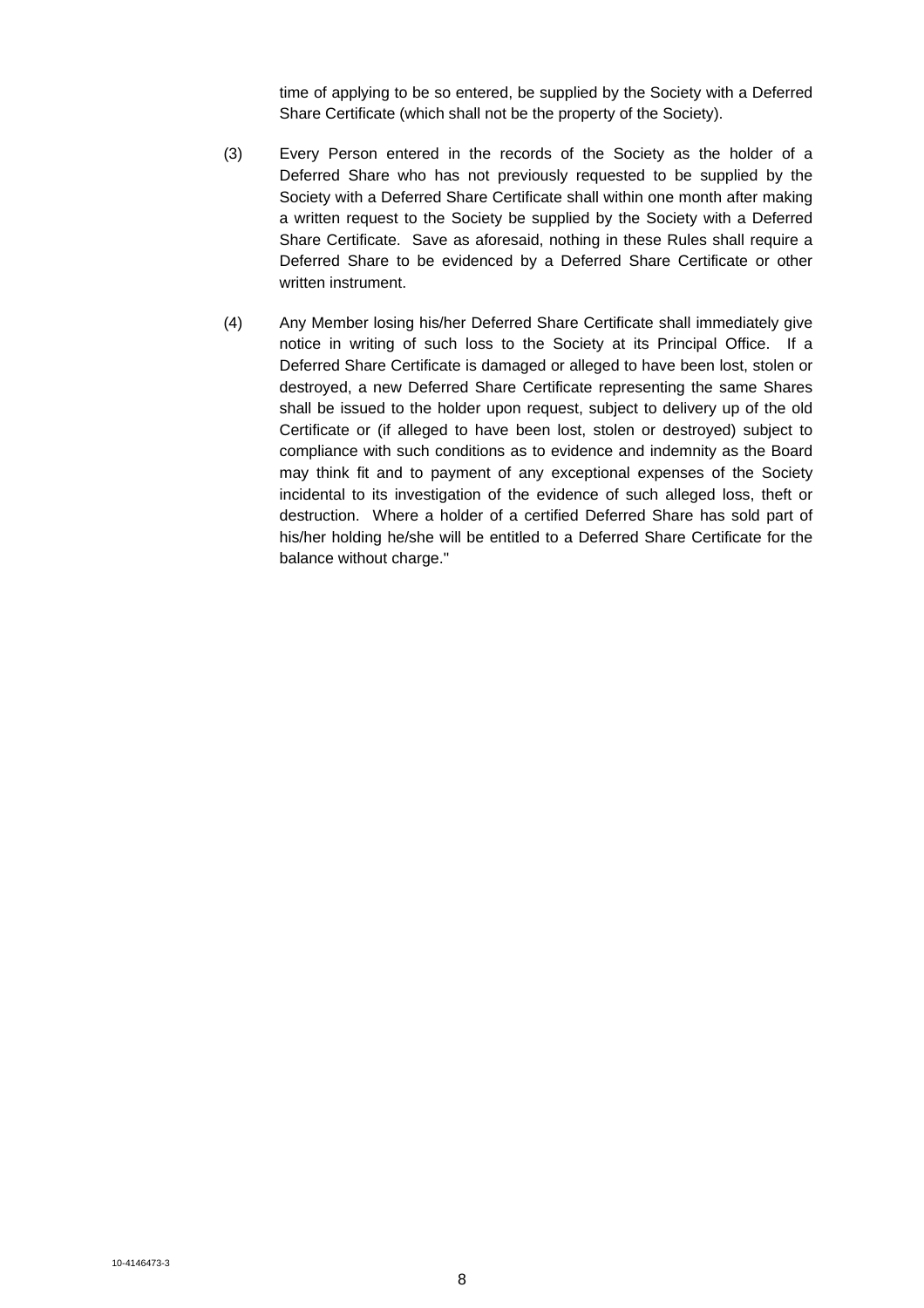time of applying to be so entered, be supplied by the Society with a Deferred Share Certificate (which shall not be the property of the Society).

(3) Every Person entered in the records of the Society as the holder of a Deferred Share who has not previously requested to be supplied by the Society with a Deferred Share Certificate shall within one month after making a written request to the Society be supplied by the Society with a Deferred Share Certificate. Save as aforesaid, nothing in these Rules shall require a Deferred Share to be evidenced by a Deferred Share Certificate or other written instrument.

(4) Any Member losing his/her Deferred Share Certificate shall immediately give notice in writing of such loss to the Society at its Principal Office. If a Deferred Share Certificate is damaged or alleged to have been lost, stolen or destroyed, a new Deferred Share Certificate representing the same Shares shall be issued to the holder upon request, subject to delivery up of the old Certificate or (if alleged to have been lost, stolen or destroyed) subject to compliance with such conditions as to evidence and indemnity as the Board may think fit and to payment of any exceptional expenses of the Society incidental to its investigation of the evidence of such alleged loss, theft or destruction. Where a holder of a certified Deferred Share has sold part of his/her holding he/she will be entitled to a Deferred Share Certificate for the balance without charge."